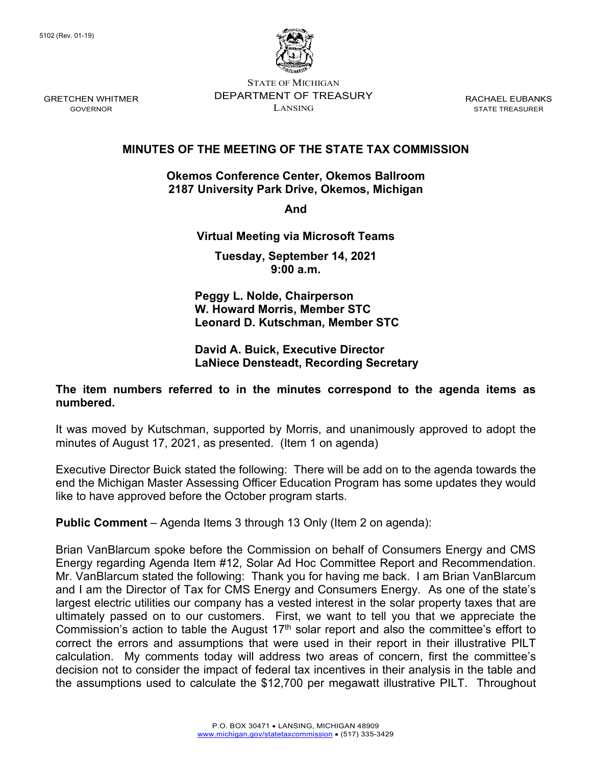5102 (Rev. 01-19)

GRETCHEN WHITMER
GOVERNOR

STATE OF MICHIGAN
DEPARTMENT OF TREASURY
LANSING

RACHAEL EUBANKS
STATE TREASURER

# MINUTES OF THE MEETING OF THE STATE TAX COMMISSION

**Okemos Conference Center, Okemos Ballroom**
**2187 University Park Drive, Okemos, Michigan**

**And**

**Virtual Meeting via Microsoft Teams**

**Tuesday, September 14, 2021**
**9:00 a.m.**

**Peggy L. Nolde, Chairperson**
**W. Howard Morris, Member STC**
**Leonard D. Kutschman, Member STC**

**David A. Buick, Executive Director**
**LaNiece Densteadt, Recording Secretary**

**The item numbers referred to in the minutes correspond to the agenda items as numbered.**

It was moved by Kutschman, supported by Morris, and unanimously approved to adopt the minutes of August 17, 2021, as presented. (Item 1 on agenda)

Executive Director Buick stated the following: There will be add on to the agenda towards the end the Michigan Master Assessing Officer Education Program has some updates they would like to have approved before the October program starts.

**Public Comment** – Agenda Items 3 through 13 Only (Item 2 on agenda):

Brian VanBlarcum spoke before the Commission on behalf of Consumers Energy and CMS Energy regarding Agenda Item #12, Solar Ad Hoc Committee Report and Recommendation. Mr. VanBlarcum stated the following: Thank you for having me back. I am Brian VanBlarcum and I am the Director of Tax for CMS Energy and Consumers Energy. As one of the state's largest electric utilities our company has a vested interest in the solar property taxes that are ultimately passed on to our customers. First, we want to tell you that we appreciate the Commission's action to table the August 17th solar report and also the committee's effort to correct the errors and assumptions that were used in their report in their illustrative PILT calculation. My comments today will address two areas of concern, first the committee's decision not to consider the impact of federal tax incentives in their analysis in the table and the assumptions used to calculate the $12,700 per megawatt illustrative PILT. Throughout

P.O. BOX 30471 • LANSING, MICHIGAN 48909
www.michigan.gov/statetaxcommission • (517) 335-3429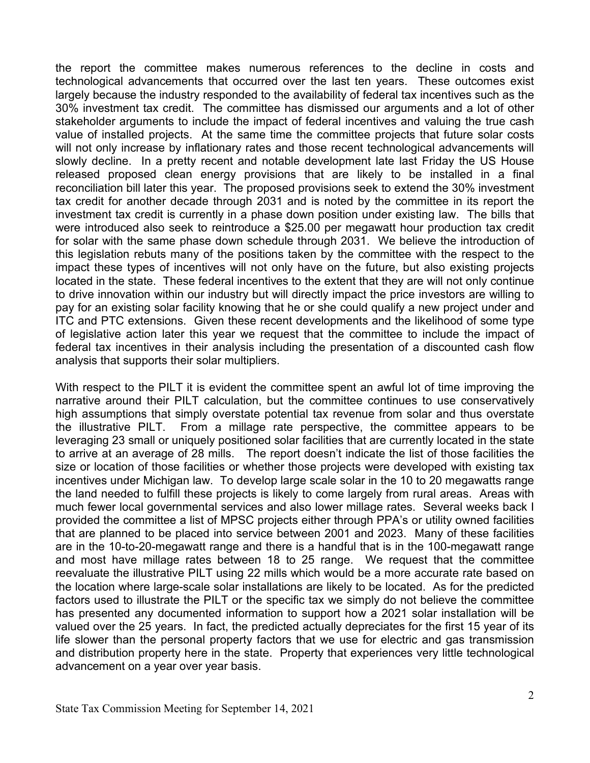the report the committee makes numerous references to the decline in costs and technological advancements that occurred over the last ten years. These outcomes exist largely because the industry responded to the availability of federal tax incentives such as the 30% investment tax credit. The committee has dismissed our arguments and a lot of other stakeholder arguments to include the impact of federal incentives and valuing the true cash value of installed projects. At the same time the committee projects that future solar costs will not only increase by inflationary rates and those recent technological advancements will slowly decline. In a pretty recent and notable development late last Friday the US House released proposed clean energy provisions that are likely to be installed in a final reconciliation bill later this year. The proposed provisions seek to extend the 30% investment tax credit for another decade through 2031 and is noted by the committee in its report the investment tax credit is currently in a phase down position under existing law. The bills that were introduced also seek to reintroduce a $25.00 per megawatt hour production tax credit for solar with the same phase down schedule through 2031. We believe the introduction of this legislation rebuts many of the positions taken by the committee with the respect to the impact these types of incentives will not only have on the future, but also existing projects located in the state. These federal incentives to the extent that they are will not only continue to drive innovation within our industry but will directly impact the price investors are willing to pay for an existing solar facility knowing that he or she could qualify a new project under and ITC and PTC extensions. Given these recent developments and the likelihood of some type of legislative action later this year we request that the committee to include the impact of federal tax incentives in their analysis including the presentation of a discounted cash flow analysis that supports their solar multipliers.

With respect to the PILT it is evident the committee spent an awful lot of time improving the narrative around their PILT calculation, but the committee continues to use conservatively high assumptions that simply overstate potential tax revenue from solar and thus overstate the illustrative PILT. From a millage rate perspective, the committee appears to be leveraging 23 small or uniquely positioned solar facilities that are currently located in the state to arrive at an average of 28 mills. The report doesn't indicate the list of those facilities the size or location of those facilities or whether those projects were developed with existing tax incentives under Michigan law. To develop large scale solar in the 10 to 20 megawatts range the land needed to fulfill these projects is likely to come largely from rural areas. Areas with much fewer local governmental services and also lower millage rates. Several weeks back I provided the committee a list of MPSC projects either through PPA's or utility owned facilities that are planned to be placed into service between 2001 and 2023. Many of these facilities are in the 10-to-20-megawatt range and there is a handful that is in the 100-megawatt range and most have millage rates between 18 to 25 range. We request that the committee reevaluate the illustrative PILT using 22 mills which would be a more accurate rate based on the location where large-scale solar installations are likely to be located. As for the predicted factors used to illustrate the PILT or the specific tax we simply do not believe the committee has presented any documented information to support how a 2021 solar installation will be valued over the 25 years. In fact, the predicted actually depreciates for the first 15 year of its life slower than the personal property factors that we use for electric and gas transmission and distribution property here in the state. Property that experiences very little technological advancement on a year over year basis.

State Tax Commission Meeting for September 14, 2021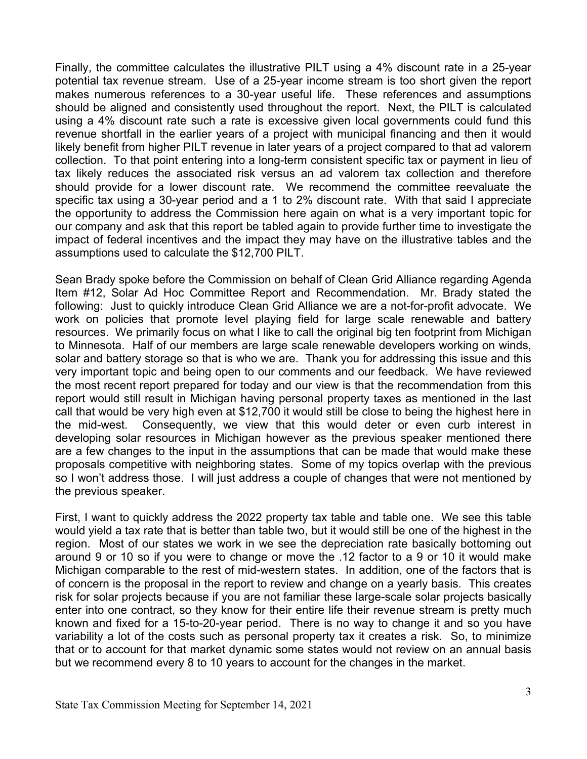Finally, the committee calculates the illustrative PILT using a 4% discount rate in a 25-year potential tax revenue stream. Use of a 25-year income stream is too short given the report makes numerous references to a 30-year useful life. These references and assumptions should be aligned and consistently used throughout the report. Next, the PILT is calculated using a 4% discount rate such a rate is excessive given local governments could fund this revenue shortfall in the earlier years of a project with municipal financing and then it would likely benefit from higher PILT revenue in later years of a project compared to that ad valorem collection. To that point entering into a long-term consistent specific tax or payment in lieu of tax likely reduces the associated risk versus an ad valorem tax collection and therefore should provide for a lower discount rate. We recommend the committee reevaluate the specific tax using a 30-year period and a 1 to 2% discount rate. With that said I appreciate the opportunity to address the Commission here again on what is a very important topic for our company and ask that this report be tabled again to provide further time to investigate the impact of federal incentives and the impact they may have on the illustrative tables and the assumptions used to calculate the $12,700 PILT.

Sean Brady spoke before the Commission on behalf of Clean Grid Alliance regarding Agenda Item #12, Solar Ad Hoc Committee Report and Recommendation. Mr. Brady stated the following: Just to quickly introduce Clean Grid Alliance we are a not-for-profit advocate. We work on policies that promote level playing field for large scale renewable and battery resources. We primarily focus on what I like to call the original big ten footprint from Michigan to Minnesota. Half of our members are large scale renewable developers working on winds, solar and battery storage so that is who we are. Thank you for addressing this issue and this very important topic and being open to our comments and our feedback. We have reviewed the most recent report prepared for today and our view is that the recommendation from this report would still result in Michigan having personal property taxes as mentioned in the last call that would be very high even at $12,700 it would still be close to being the highest here in the mid-west. Consequently, we view that this would deter or even curb interest in developing solar resources in Michigan however as the previous speaker mentioned there are a few changes to the input in the assumptions that can be made that would make these proposals competitive with neighboring states. Some of my topics overlap with the previous so I won't address those. I will just address a couple of changes that were not mentioned by the previous speaker.

First, I want to quickly address the 2022 property tax table and table one. We see this table would yield a tax rate that is better than table two, but it would still be one of the highest in the region. Most of our states we work in we see the depreciation rate basically bottoming out around 9 or 10 so if you were to change or move the .12 factor to a 9 or 10 it would make Michigan comparable to the rest of mid-western states. In addition, one of the factors that is of concern is the proposal in the report to review and change on a yearly basis. This creates risk for solar projects because if you are not familiar these large-scale solar projects basically enter into one contract, so they know for their entire life their revenue stream is pretty much known and fixed for a 15-to-20-year period. There is no way to change it and so you have variability a lot of the costs such as personal property tax it creates a risk. So, to minimize that or to account for that market dynamic some states would not review on an annual basis but we recommend every 8 to 10 years to account for the changes in the market.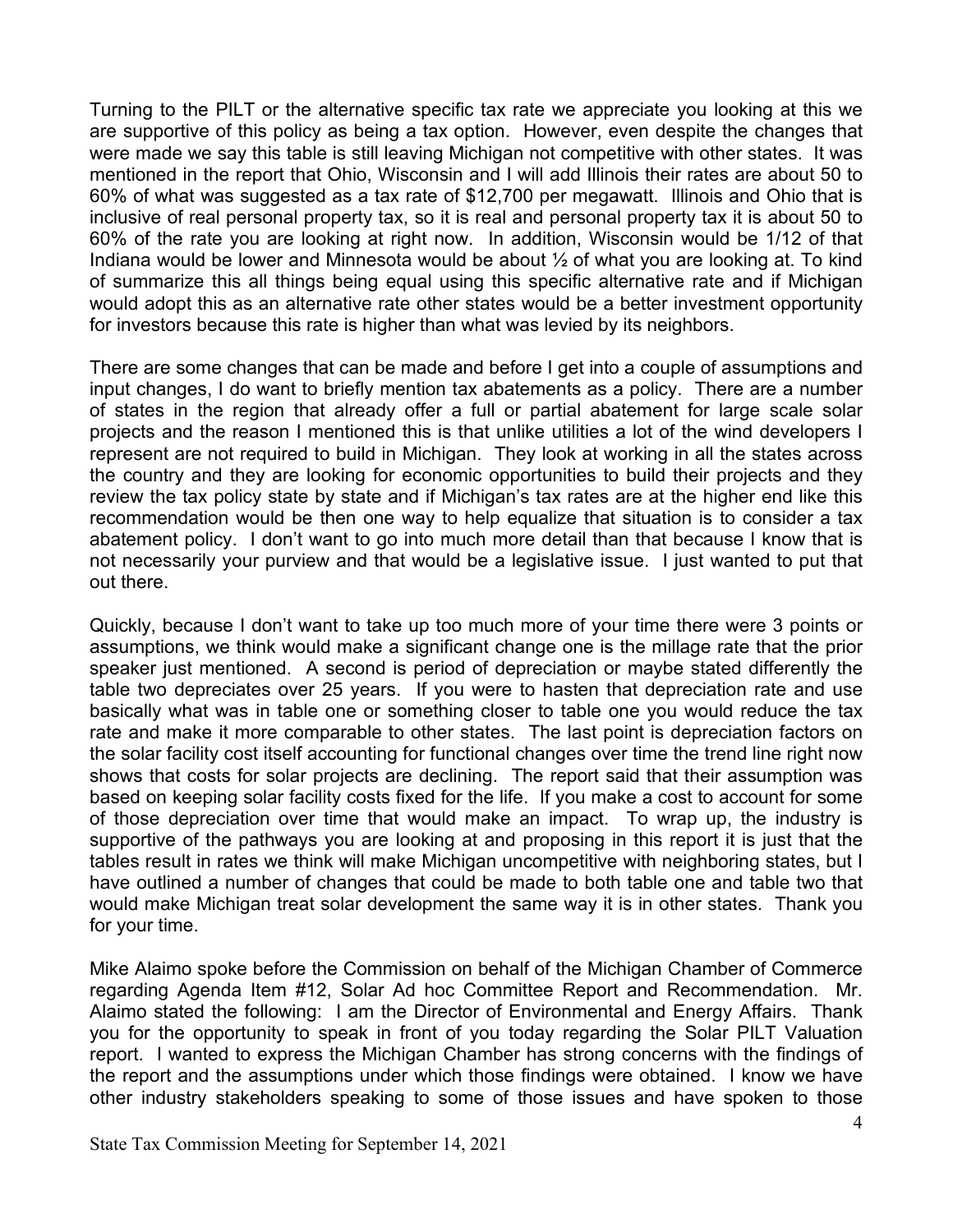Turning to the PILT or the alternative specific tax rate we appreciate you looking at this we are supportive of this policy as being a tax option. However, even despite the changes that were made we say this table is still leaving Michigan not competitive with other states. It was mentioned in the report that Ohio, Wisconsin and I will add Illinois their rates are about 50 to 60% of what was suggested as a tax rate of $12,700 per megawatt. Illinois and Ohio that is inclusive of real personal property tax, so it is real and personal property tax it is about 50 to 60% of the rate you are looking at right now. In addition, Wisconsin would be 1/12 of that Indiana would be lower and Minnesota would be about ½ of what you are looking at. To kind of summarize this all things being equal using this specific alternative rate and if Michigan would adopt this as an alternative rate other states would be a better investment opportunity for investors because this rate is higher than what was levied by its neighbors.

There are some changes that can be made and before I get into a couple of assumptions and input changes, I do want to briefly mention tax abatements as a policy. There are a number of states in the region that already offer a full or partial abatement for large scale solar projects and the reason I mentioned this is that unlike utilities a lot of the wind developers I represent are not required to build in Michigan. They look at working in all the states across the country and they are looking for economic opportunities to build their projects and they review the tax policy state by state and if Michigan's tax rates are at the higher end like this recommendation would be then one way to help equalize that situation is to consider a tax abatement policy. I don't want to go into much more detail than that because I know that is not necessarily your purview and that would be a legislative issue. I just wanted to put that out there.

Quickly, because I don't want to take up too much more of your time there were 3 points or assumptions, we think would make a significant change one is the millage rate that the prior speaker just mentioned. A second is period of depreciation or maybe stated differently the table two depreciates over 25 years. If you were to hasten that depreciation rate and use basically what was in table one or something closer to table one you would reduce the tax rate and make it more comparable to other states. The last point is depreciation factors on the solar facility cost itself accounting for functional changes over time the trend line right now shows that costs for solar projects are declining. The report said that their assumption was based on keeping solar facility costs fixed for the life. If you make a cost to account for some of those depreciation over time that would make an impact. To wrap up, the industry is supportive of the pathways you are looking at and proposing in this report it is just that the tables result in rates we think will make Michigan uncompetitive with neighboring states, but I have outlined a number of changes that could be made to both table one and table two that would make Michigan treat solar development the same way it is in other states. Thank you for your time.

Mike Alaimo spoke before the Commission on behalf of the Michigan Chamber of Commerce regarding Agenda Item #12, Solar Ad hoc Committee Report and Recommendation. Mr. Alaimo stated the following: I am the Director of Environmental and Energy Affairs. Thank you for the opportunity to speak in front of you today regarding the Solar PILT Valuation report. I wanted to express the Michigan Chamber has strong concerns with the findings of the report and the assumptions under which those findings were obtained. I know we have other industry stakeholders speaking to some of those issues and have spoken to those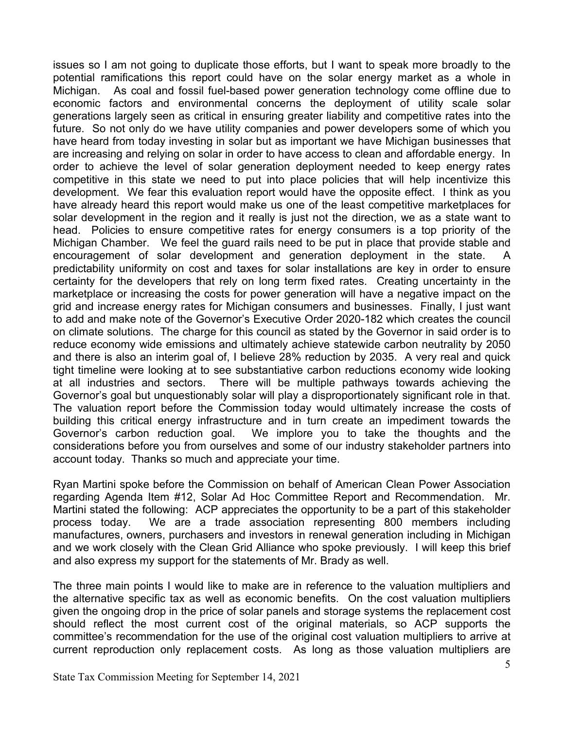issues so I am not going to duplicate those efforts, but I want to speak more broadly to the potential ramifications this report could have on the solar energy market as a whole in Michigan. As coal and fossil fuel-based power generation technology come offline due to economic factors and environmental concerns the deployment of utility scale solar generations largely seen as critical in ensuring greater liability and competitive rates into the future. So not only do we have utility companies and power developers some of which you have heard from today investing in solar but as important we have Michigan businesses that are increasing and relying on solar in order to have access to clean and affordable energy. In order to achieve the level of solar generation deployment needed to keep energy rates competitive in this state we need to put into place policies that will help incentivize this development. We fear this evaluation report would have the opposite effect. I think as you have already heard this report would make us one of the least competitive marketplaces for solar development in the region and it really is just not the direction, we as a state want to head. Policies to ensure competitive rates for energy consumers is a top priority of the Michigan Chamber. We feel the guard rails need to be put in place that provide stable and encouragement of solar development and generation deployment in the state. A predictability uniformity on cost and taxes for solar installations are key in order to ensure certainty for the developers that rely on long term fixed rates. Creating uncertainty in the marketplace or increasing the costs for power generation will have a negative impact on the grid and increase energy rates for Michigan consumers and businesses. Finally, I just want to add and make note of the Governor's Executive Order 2020-182 which creates the council on climate solutions. The charge for this council as stated by the Governor in said order is to reduce economy wide emissions and ultimately achieve statewide carbon neutrality by 2050 and there is also an interim goal of, I believe 28% reduction by 2035. A very real and quick tight timeline were looking at to see substantiative carbon reductions economy wide looking at all industries and sectors. There will be multiple pathways towards achieving the Governor's goal but unquestionably solar will play a disproportionately significant role in that. The valuation report before the Commission today would ultimately increase the costs of building this critical energy infrastructure and in turn create an impediment towards the Governor's carbon reduction goal. We implore you to take the thoughts and the considerations before you from ourselves and some of our industry stakeholder partners into account today. Thanks so much and appreciate your time.

Ryan Martini spoke before the Commission on behalf of American Clean Power Association regarding Agenda Item #12, Solar Ad Hoc Committee Report and Recommendation. Mr. Martini stated the following: ACP appreciates the opportunity to be a part of this stakeholder process today. We are a trade association representing 800 members including manufactures, owners, purchasers and investors in renewal generation including in Michigan and we work closely with the Clean Grid Alliance who spoke previously. I will keep this brief and also express my support for the statements of Mr. Brady as well.

The three main points I would like to make are in reference to the valuation multipliers and the alternative specific tax as well as economic benefits. On the cost valuation multipliers given the ongoing drop in the price of solar panels and storage systems the replacement cost should reflect the most current cost of the original materials, so ACP supports the committee's recommendation for the use of the original cost valuation multipliers to arrive at current reproduction only replacement costs. As long as those valuation multipliers are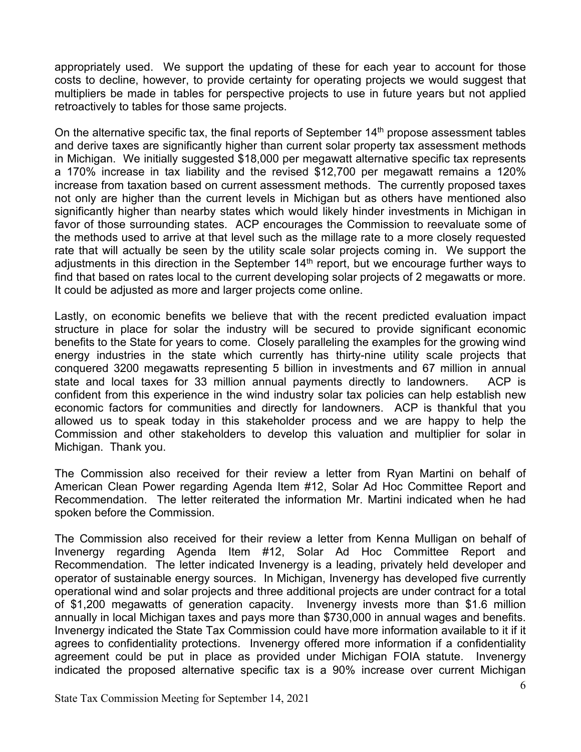appropriately used. We support the updating of these for each year to account for those costs to decline, however, to provide certainty for operating projects we would suggest that multipliers be made in tables for perspective projects to use in future years but not applied retroactively to tables for those same projects.

On the alternative specific tax, the final reports of September 14th propose assessment tables and derive taxes are significantly higher than current solar property tax assessment methods in Michigan. We initially suggested $18,000 per megawatt alternative specific tax represents a 170% increase in tax liability and the revised $12,700 per megawatt remains a 120% increase from taxation based on current assessment methods. The currently proposed taxes not only are higher than the current levels in Michigan but as others have mentioned also significantly higher than nearby states which would likely hinder investments in Michigan in favor of those surrounding states. ACP encourages the Commission to reevaluate some of the methods used to arrive at that level such as the millage rate to a more closely requested rate that will actually be seen by the utility scale solar projects coming in. We support the adjustments in this direction in the September 14th report, but we encourage further ways to find that based on rates local to the current developing solar projects of 2 megawatts or more. It could be adjusted as more and larger projects come online.

Lastly, on economic benefits we believe that with the recent predicted evaluation impact structure in place for solar the industry will be secured to provide significant economic benefits to the State for years to come. Closely paralleling the examples for the growing wind energy industries in the state which currently has thirty-nine utility scale projects that conquered 3200 megawatts representing 5 billion in investments and 67 million in annual state and local taxes for 33 million annual payments directly to landowners. ACP is confident from this experience in the wind industry solar tax policies can help establish new economic factors for communities and directly for landowners. ACP is thankful that you allowed us to speak today in this stakeholder process and we are happy to help the Commission and other stakeholders to develop this valuation and multiplier for solar in Michigan. Thank you.

The Commission also received for their review a letter from Ryan Martini on behalf of American Clean Power regarding Agenda Item #12, Solar Ad Hoc Committee Report and Recommendation. The letter reiterated the information Mr. Martini indicated when he had spoken before the Commission.

The Commission also received for their review a letter from Kenna Mulligan on behalf of Invenergy regarding Agenda Item #12, Solar Ad Hoc Committee Report and Recommendation. The letter indicated Invenergy is a leading, privately held developer and operator of sustainable energy sources. In Michigan, Invenergy has developed five currently operational wind and solar projects and three additional projects are under contract for a total of $1,200 megawatts of generation capacity. Invenergy invests more than $1.6 million annually in local Michigan taxes and pays more than $730,000 in annual wages and benefits. Invenergy indicated the State Tax Commission could have more information available to it if it agrees to confidentiality protections. Invenergy offered more information if a confidentiality agreement could be put in place as provided under Michigan FOIA statute. Invenergy indicated the proposed alternative specific tax is a 90% increase over current Michigan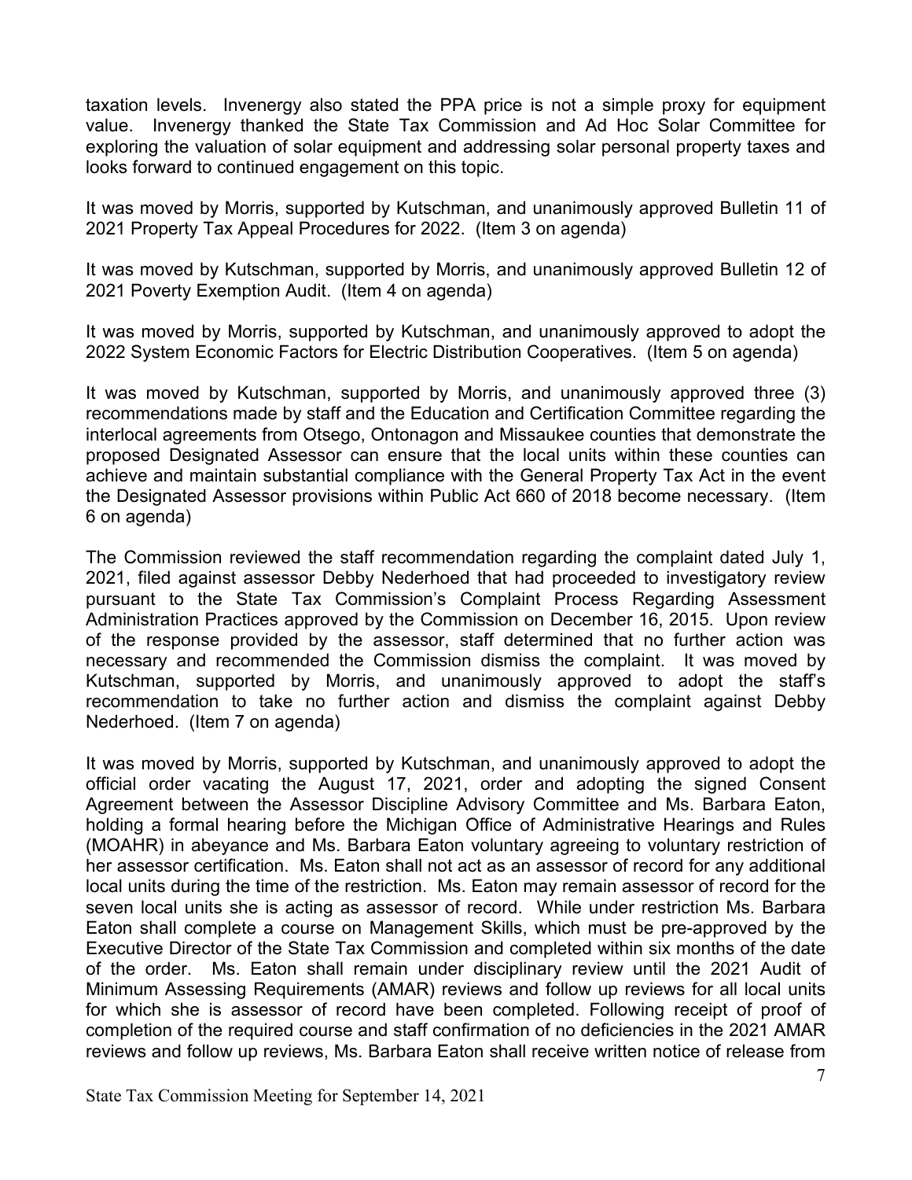taxation levels. Invenergy also stated the PPA price is not a simple proxy for equipment value. Invenergy thanked the State Tax Commission and Ad Hoc Solar Committee for exploring the valuation of solar equipment and addressing solar personal property taxes and looks forward to continued engagement on this topic.

It was moved by Morris, supported by Kutschman, and unanimously approved Bulletin 11 of 2021 Property Tax Appeal Procedures for 2022. (Item 3 on agenda)

It was moved by Kutschman, supported by Morris, and unanimously approved Bulletin 12 of 2021 Poverty Exemption Audit. (Item 4 on agenda)

It was moved by Morris, supported by Kutschman, and unanimously approved to adopt the 2022 System Economic Factors for Electric Distribution Cooperatives. (Item 5 on agenda)

It was moved by Kutschman, supported by Morris, and unanimously approved three (3) recommendations made by staff and the Education and Certification Committee regarding the interlocal agreements from Otsego, Ontonagon and Missaukee counties that demonstrate the proposed Designated Assessor can ensure that the local units within these counties can achieve and maintain substantial compliance with the General Property Tax Act in the event the Designated Assessor provisions within Public Act 660 of 2018 become necessary. (Item 6 on agenda)

The Commission reviewed the staff recommendation regarding the complaint dated July 1, 2021, filed against assessor Debby Nederhoed that had proceeded to investigatory review pursuant to the State Tax Commission's Complaint Process Regarding Assessment Administration Practices approved by the Commission on December 16, 2015. Upon review of the response provided by the assessor, staff determined that no further action was necessary and recommended the Commission dismiss the complaint. It was moved by Kutschman, supported by Morris, and unanimously approved to adopt the staff's recommendation to take no further action and dismiss the complaint against Debby Nederhoed. (Item 7 on agenda)

It was moved by Morris, supported by Kutschman, and unanimously approved to adopt the official order vacating the August 17, 2021, order and adopting the signed Consent Agreement between the Assessor Discipline Advisory Committee and Ms. Barbara Eaton, holding a formal hearing before the Michigan Office of Administrative Hearings and Rules (MOAHR) in abeyance and Ms. Barbara Eaton voluntary agreeing to voluntary restriction of her assessor certification. Ms. Eaton shall not act as an assessor of record for any additional local units during the time of the restriction. Ms. Eaton may remain assessor of record for the seven local units she is acting as assessor of record. While under restriction Ms. Barbara Eaton shall complete a course on Management Skills, which must be pre-approved by the Executive Director of the State Tax Commission and completed within six months of the date of the order. Ms. Eaton shall remain under disciplinary review until the 2021 Audit of Minimum Assessing Requirements (AMAR) reviews and follow up reviews for all local units for which she is assessor of record have been completed. Following receipt of proof of completion of the required course and staff confirmation of no deficiencies in the 2021 AMAR reviews and follow up reviews, Ms. Barbara Eaton shall receive written notice of release from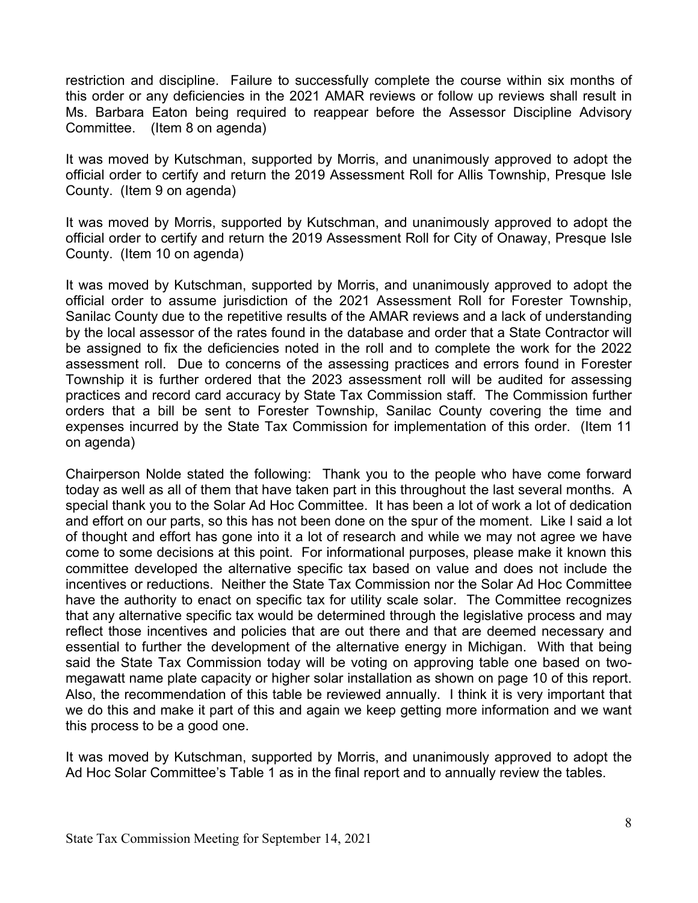restriction and discipline. Failure to successfully complete the course within six months of this order or any deficiencies in the 2021 AMAR reviews or follow up reviews shall result in Ms. Barbara Eaton being required to reappear before the Assessor Discipline Advisory Committee. (Item 8 on agenda)

It was moved by Kutschman, supported by Morris, and unanimously approved to adopt the official order to certify and return the 2019 Assessment Roll for Allis Township, Presque Isle County. (Item 9 on agenda)

It was moved by Morris, supported by Kutschman, and unanimously approved to adopt the official order to certify and return the 2019 Assessment Roll for City of Onaway, Presque Isle County. (Item 10 on agenda)

It was moved by Kutschman, supported by Morris, and unanimously approved to adopt the official order to assume jurisdiction of the 2021 Assessment Roll for Forester Township, Sanilac County due to the repetitive results of the AMAR reviews and a lack of understanding by the local assessor of the rates found in the database and order that a State Contractor will be assigned to fix the deficiencies noted in the roll and to complete the work for the 2022 assessment roll. Due to concerns of the assessing practices and errors found in Forester Township it is further ordered that the 2023 assessment roll will be audited for assessing practices and record card accuracy by State Tax Commission staff. The Commission further orders that a bill be sent to Forester Township, Sanilac County covering the time and expenses incurred by the State Tax Commission for implementation of this order. (Item 11 on agenda)

Chairperson Nolde stated the following: Thank you to the people who have come forward today as well as all of them that have taken part in this throughout the last several months. A special thank you to the Solar Ad Hoc Committee. It has been a lot of work a lot of dedication and effort on our parts, so this has not been done on the spur of the moment. Like I said a lot of thought and effort has gone into it a lot of research and while we may not agree we have come to some decisions at this point. For informational purposes, please make it known this committee developed the alternative specific tax based on value and does not include the incentives or reductions. Neither the State Tax Commission nor the Solar Ad Hoc Committee have the authority to enact on specific tax for utility scale solar. The Committee recognizes that any alternative specific tax would be determined through the legislative process and may reflect those incentives and policies that are out there and that are deemed necessary and essential to further the development of the alternative energy in Michigan. With that being said the State Tax Commission today will be voting on approving table one based on two-megawatt name plate capacity or higher solar installation as shown on page 10 of this report. Also, the recommendation of this table be reviewed annually. I think it is very important that we do this and make it part of this and again we keep getting more information and we want this process to be a good one.

It was moved by Kutschman, supported by Morris, and unanimously approved to adopt the Ad Hoc Solar Committee's Table 1 as in the final report and to annually review the tables.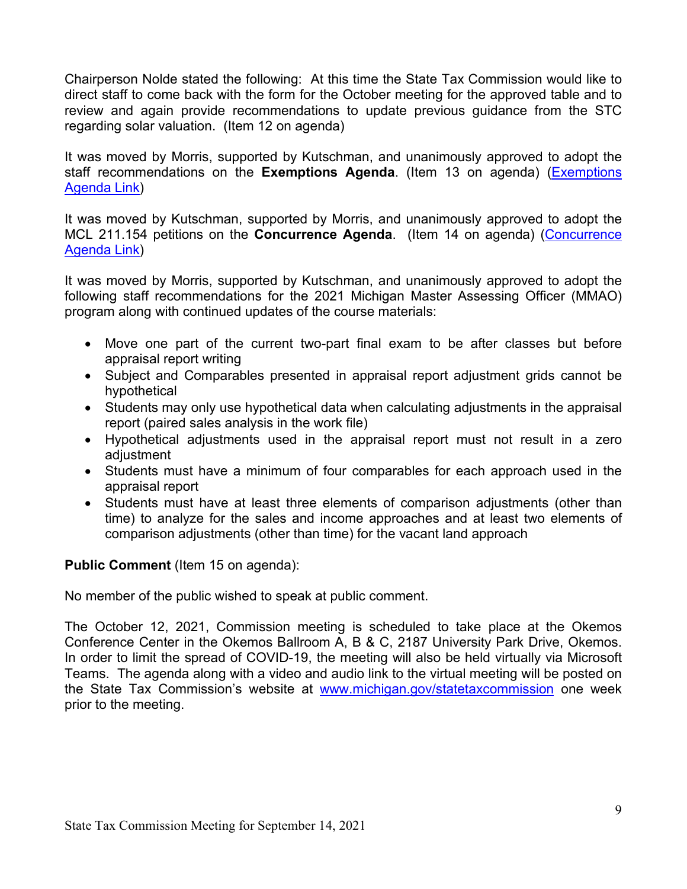Chairperson Nolde stated the following: At this time the State Tax Commission would like to direct staff to come back with the form for the October meeting for the approved table and to review and again provide recommendations to update previous guidance from the STC regarding solar valuation. (Item 12 on agenda)

It was moved by Morris, supported by Kutschman, and unanimously approved to adopt the staff recommendations on the **Exemptions Agenda**. (Item 13 on agenda) (Exemptions Agenda Link)

It was moved by Kutschman, supported by Morris, and unanimously approved to adopt the MCL 211.154 petitions on the **Concurrence Agenda**. (Item 14 on agenda) (Concurrence Agenda Link)

It was moved by Morris, supported by Kutschman, and unanimously approved to adopt the following staff recommendations for the 2021 Michigan Master Assessing Officer (MMAO) program along with continued updates of the course materials:

- Move one part of the current two-part final exam to be after classes but before appraisal report writing
- Subject and Comparables presented in appraisal report adjustment grids cannot be hypothetical
- Students may only use hypothetical data when calculating adjustments in the appraisal report (paired sales analysis in the work file)
- Hypothetical adjustments used in the appraisal report must not result in a zero adjustment
- Students must have a minimum of four comparables for each approach used in the appraisal report
- Students must have at least three elements of comparison adjustments (other than time) to analyze for the sales and income approaches and at least two elements of comparison adjustments (other than time) for the vacant land approach

**Public Comment** (Item 15 on agenda):

No member of the public wished to speak at public comment.

The October 12, 2021, Commission meeting is scheduled to take place at the Okemos Conference Center in the Okemos Ballroom A, B & C, 2187 University Park Drive, Okemos. In order to limit the spread of COVID-19, the meeting will also be held virtually via Microsoft Teams. The agenda along with a video and audio link to the virtual meeting will be posted on the State Tax Commission's website at www.michigan.gov/statetaxcommission one week prior to the meeting.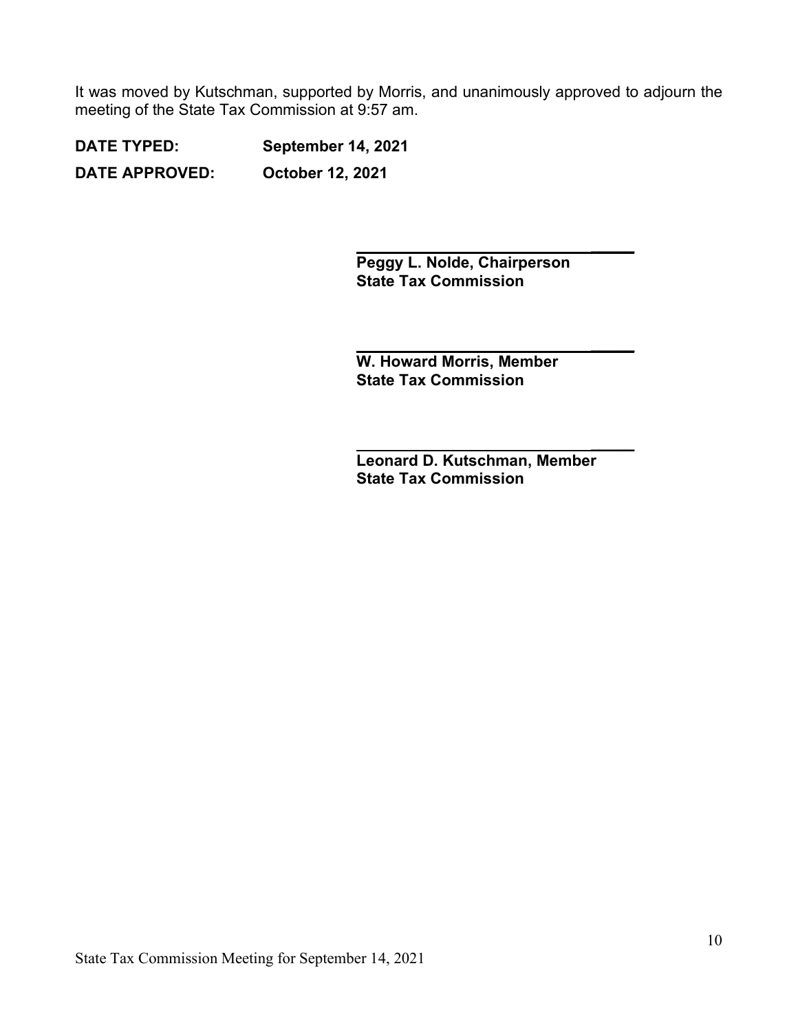It was moved by Kutschman, supported by Morris, and unanimously approved to adjourn the meeting of the State Tax Commission at 9:57 am.

**DATE TYPED: September 14, 2021**

**DATE APPROVED: October 12, 2021**

**Peggy L. Nolde, Chairperson**
**State Tax Commission**

**W. Howard Morris, Member**
**State Tax Commission**

**Leonard D. Kutschman, Member**
**State Tax Commission**